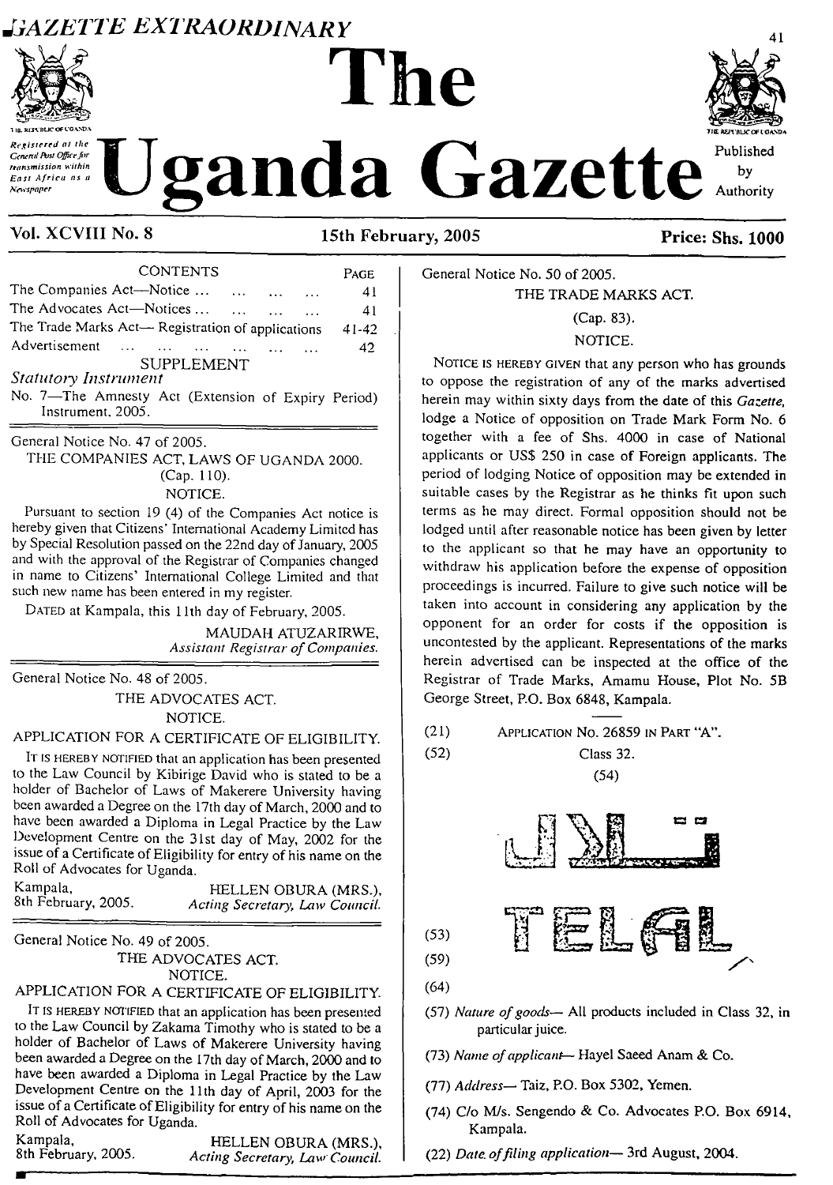# The Uganda Gazette

*Registered at the General Post Office for transmission within East Africa as a Newspaper*

GAZETTE EXTRAORDINARY

Published by Authority

**Vol. XCVIII No. 8** — **15th February, 2005** — **Price: Shs. 1000**

| CONTENTS | PAGE |
|---|---|
| The Companies Act—Notice ... | 41 |
| The Advocates Act—Notices ... | 41 |
| The Trade Marks Act— Registration of applications | 41-42 |
| Advertisement ... | 42 |

SUPPLEMENT

*Statutory Instrument*

No. 7—The Amnesty Act (Extension of Expiry Period) Instrument, 2005.

---

General Notice No. 47 of 2005.

THE COMPANIES ACT, LAWS OF UGANDA 2000.

(Cap. 110).

NOTICE.

Pursuant to section 19 (4) of the Companies Act notice is hereby given that Citizens' International Academy Limited has by Special Resolution passed on the 22nd day of January, 2005 and with the approval of the Registrar of Companies changed in name to Citizens' International College Limited and that such new name has been entered in my register.

DATED at Kampala, this 11th day of February, 2005.

MAUDAH ATUZARIRWE,
*Assistant Registrar of Companies.*

---

General Notice No. 48 of 2005.

THE ADVOCATES ACT.

NOTICE.

APPLICATION FOR A CERTIFICATE OF ELIGIBILITY.

IT IS HEREBY NOTIFIED that an application has been presented to the Law Council by Kibirige David who is stated to be a holder of Bachelor of Laws of Makerere University having been awarded a Degree on the 17th day of March, 2000 and to have been awarded a Diploma in Legal Practice by the Law Development Centre on the 31st day of May, 2002 for the issue of a Certificate of Eligibility for entry of his name on the Roll of Advocates for Uganda.

Kampala,
8th February, 2005.

HELLEN OBURA (MRS.),
*Acting Secretary, Law Council.*

---

General Notice No. 49 of 2005.

THE ADVOCATES ACT.

NOTICE.

APPLICATION FOR A CERTIFICATE OF ELIGIBILITY.

IT IS HEREBY NOTIFIED that an application has been presented to the Law Council by Zakama Timothy who is stated to be a holder of Bachelor of Laws of Makerere University having been awarded a Degree on the 17th day of March, 2000 and to have been awarded a Diploma in Legal Practice by the Law Development Centre on the 11th day of April, 2003 for the issue of a Certificate of Eligibility for entry of his name on the Roll of Advocates for Uganda.

Kampala,
8th February, 2005.

HELLEN OBURA (MRS.),
*Acting Secretary, Law Council.*

---

General Notice No. 50 of 2005.

THE TRADE MARKS ACT.

(Cap. 83).

NOTICE.

NOTICE IS HEREBY GIVEN that any person who has grounds to oppose the registration of any of the marks advertised herein may within sixty days from the date of this *Gazette*, lodge a Notice of opposition on Trade Mark Form No. 6 together with a fee of Shs. 4000 in case of National applicants or US$ 250 in case of Foreign applicants. The period of lodging Notice of opposition may be extended in suitable cases by the Registrar as he thinks fit upon such terms as he may direct. Formal opposition should not be lodged until after reasonable notice has been given by letter to the applicant so that he may have an opportunity to withdraw his application before the expense of opposition proceedings is incurred. Failure to give such notice will be taken into account in considering any application by the opponent for an order for costs if the opposition is uncontested by the applicant. Representations of the marks herein advertised can be inspected at the office of the Registrar of Trade Marks, Amamu House, Plot No. 5B George Street, P.O. Box 6848, Kampala.

(21) APPLICATION No. 26859 IN PART "A".

(52) Class 32.

(54)

تلال

TELAL

(53)

(59)

(64)

(57) *Nature of goods*— All products included in Class 32, in particular juice.

(73) *Name of applicant*— Hayel Saeed Anam & Co.

(77) *Address*— Taiz, P.O. Box 5302, Yemen.

(74) C/o M/s. Sengendo & Co. Advocates P.O. Box 6914, Kampala.

(22) *Date of filing application*— 3rd August, 2004.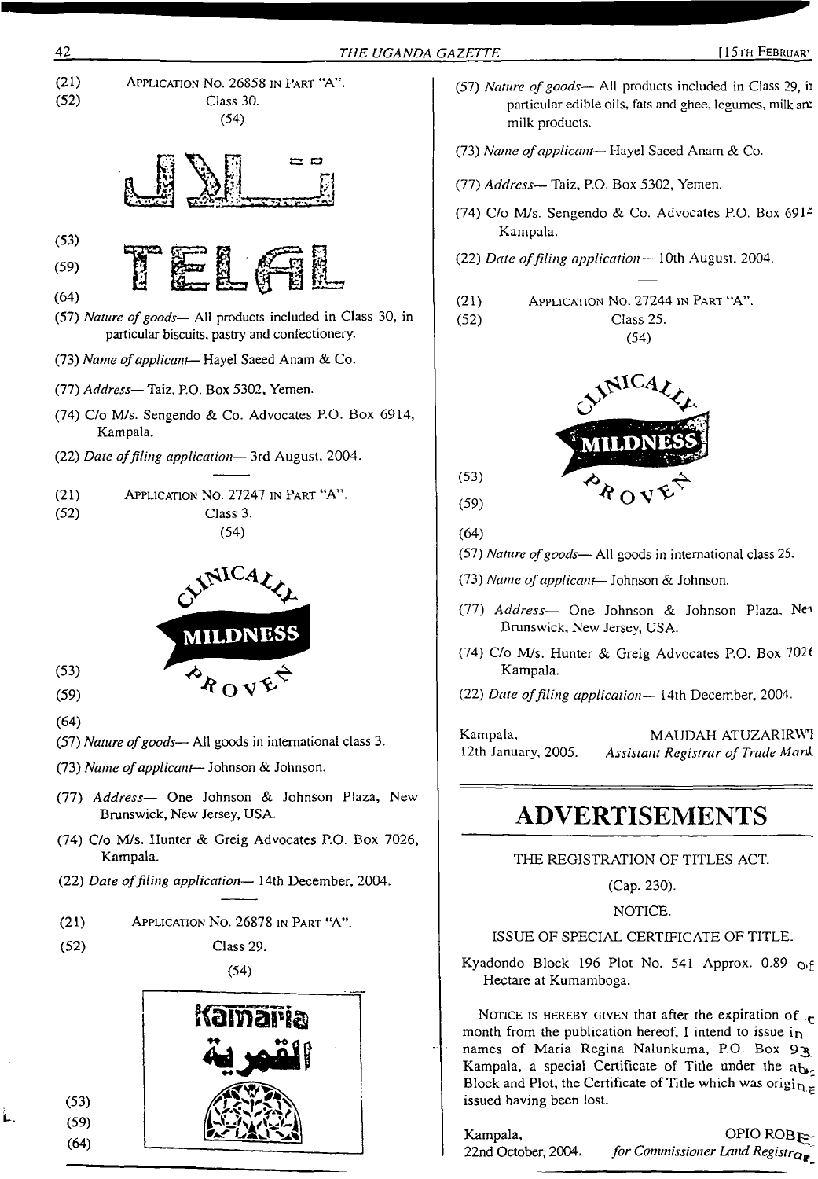(21) APPLICATION No. 26858 IN PART "A".
(52) Class 30.
(54)

(53)
(59) TELAL
(64)

(57) *Nature of goods*— All products included in Class 30, in particular biscuits, pastry and confectionery.

(73) *Name of applicant*— Hayel Saeed Anam & Co.

(77) *Address*— Taiz, P.O. Box 5302, Yemen.

(74) C/o M/s. Sengendo & Co. Advocates P.O. Box 6914, Kampala.

(22) *Date of filing application*— 3rd August, 2004.

---

(21) APPLICATION No. 27247 IN PART "A".
(52) Class 3.
(54)

CLINICALLY MILDNESS PROVEN

(53)
(59)
(64)

(57) *Nature of goods*— All goods in international class 3.

(73) *Name of applicant*— Johnson & Johnson.

(77) *Address*— One Johnson & Johnson Plaza, New Brunswick, New Jersey, USA.

(74) C/o M/s. Hunter & Greig Advocates P.O. Box 7026, Kampala.

(22) *Date of filing application*— 14th December, 2004.

---

(21) APPLICATION No. 26878 IN PART "A".
(52) Class 29.
(54)

Kamaria
القمرية

(53)
(59)
(64)

(57) *Nature of goods*— All products included in Class 29, in particular edible oils, fats and ghee, legumes, milk and milk products.

(73) *Name of applicant*— Hayel Saeed Anam & Co.

(77) *Address*— Taiz, P.O. Box 5302, Yemen.

(74) C/o M/s. Sengendo & Co. Advocates P.O. Box 6914, Kampala.

(22) *Date of filing application*— 10th August, 2004.

---

(21) APPLICATION No. 27244 IN PART "A".
(52) Class 25.
(54)

CLINICALLY MILDNESS PROVEN

(53)
(59)
(64)

(57) *Nature of goods*— All goods in international class 25.

(73) *Name of applicant*— Johnson & Johnson.

(77) *Address*— One Johnson & Johnson Plaza, New Brunswick, New Jersey, USA.

(74) C/o M/s. Hunter & Greig Advocates P.O. Box 7026, Kampala.

(22) *Date of filing application*— 14th December, 2004.

Kampala, 12th January, 2005.

MAUDAH ATUZARIRWE
*Assistant Registrar of Trade Marks.*

# ADVERTISEMENTS

THE REGISTRATION OF TITLES ACT.

(Cap. 230).

NOTICE.

ISSUE OF SPECIAL CERTIFICATE OF TITLE.

Kyadondo Block 196 Plot No. 541, Approx. 0.89 of Hectare at Kumamboga.

NOTICE IS HEREBY GIVEN that after the expiration of one month from the publication hereof, I intend to issue in the names of Maria Regina Nalunkuma, P.O. Box 93, Kampala, a special Certificate of Title under the above Block and Plot, the Certificate of Title which was originally issued having been lost.

Kampala, 22nd October, 2004.

OPIO ROBERT
*for Commissioner Land Registration.*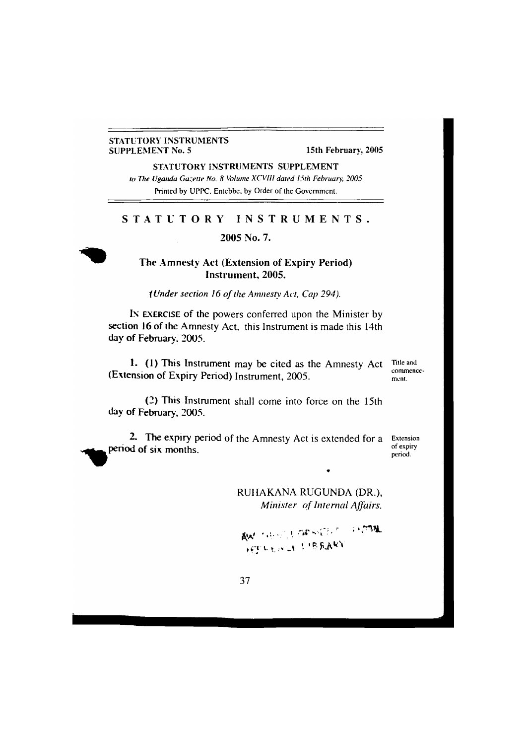STATUTORY INSTRUMENTS
SUPPLEMENT No. 5 — 15th February, 2005

STATUTORY INSTRUMENTS SUPPLEMENT

*to The Uganda Gazette No. 8 Volume XCVIII dated 15th February, 2005*

Printed by UPPC, Entebbe, by Order of the Government.

# STATUTORY INSTRUMENTS.

## 2005 No. 7.

## The Amnesty Act (Extension of Expiry Period) Instrument, 2005.

*(Under section 16 of the Amnesty Act, Cap 294).*

IN EXERCISE of the powers conferred upon the Minister by section 16 of the Amnesty Act, this Instrument is made this 14th day of February, 2005.

*Title and commencement.*

1. (1) This Instrument may be cited as the Amnesty Act (Extension of Expiry Period) Instrument, 2005.

(2) This Instrument shall come into force on the 15th day of February, 2005.

*Extension of expiry period.*

2. The expiry period of the Amnesty Act is extended for a period of six months.

RUHAKANA RUGUNDA (DR.),
*Minister of Internal Affairs.*